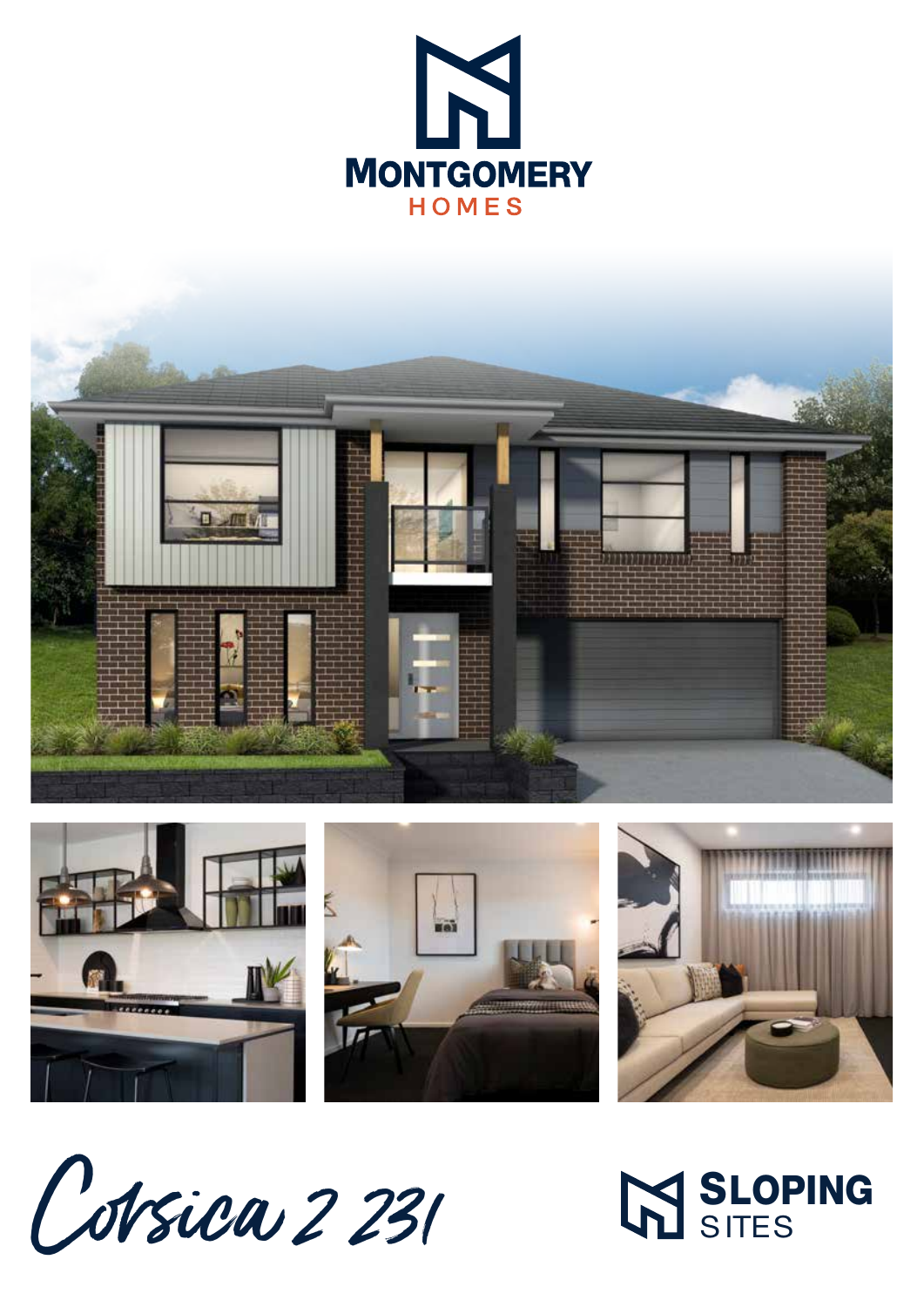MONTGOMERY
HOMES

# Corsica 2 231

SLOPING
SITES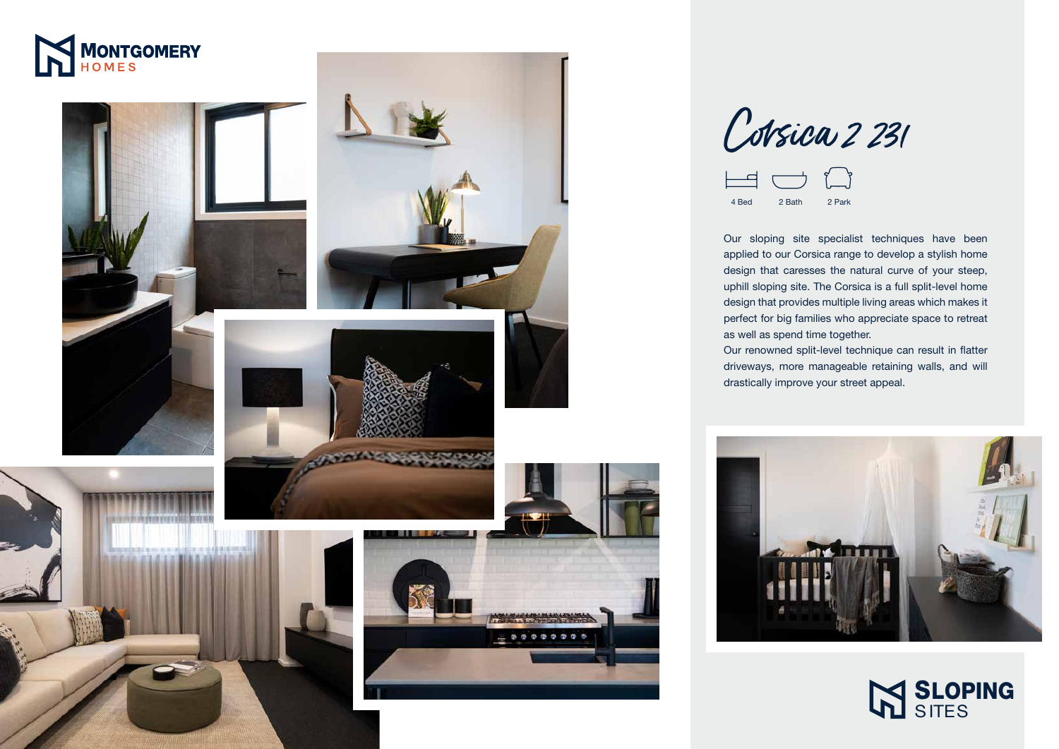MONTGOMERY HOMES

# Corsica 2 231

4 Bed | 2 Bath | 2 Park

Our sloping site specialist techniques have been applied to our Corsica range to develop a stylish home design that caresses the natural curve of your steep, uphill sloping site. The Corsica is a full split-level home design that provides multiple living areas which makes it perfect for big families who appreciate space to retreat as well as spend time together.

Our renowned split-level technique can result in flatter driveways, more manageable retaining walls, and will drastically improve your street appeal.

SLOPING SITES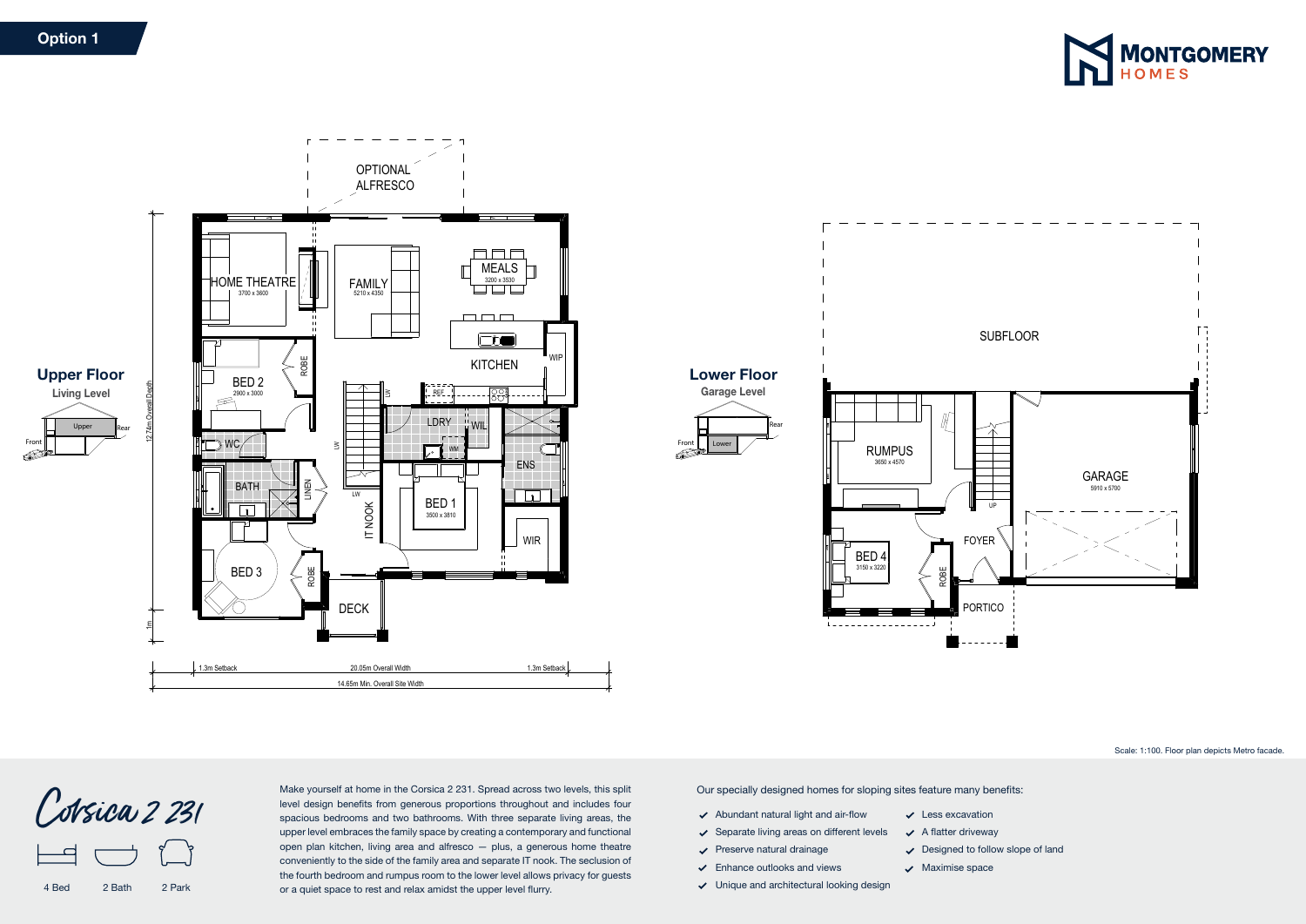**Option 1**

**MONTGOMERY HOMES**

## Upper Floor
Living Level

OPTIONAL ALFRESCO

HOME THEATRE
3700 x 3600

FAMILY
5210 x 4350

MEALS
3200 x 3530

KITCHEN

WIP

BED 2
2900 x 3000

ROBE

REF

LDRY

WIL

WM

WC

ENS

BATH

LINEN

IT NOOK

BED 1
3500 x 3810

WIR

BED 3

ROBE

DECK

12.74m Overall Depth

1m

1.3m Setback | 20.05m Overall Width | 1.3m Setback

14.65m Min. Overall Site Width

## Lower Floor
Garage Level

SUBFLOOR

RUMPUS
3650 x 4570

GARAGE
5910 x 5700

UP

FOYER

BED 4
3150 x 3220

ROBE

PORTICO

Scale: 1:100. Floor plan depicts Metro facade.

# Corsica 2 231

4 Bed | 2 Bath | 2 Park

Make yourself at home in the Corsica 2 231. Spread across two levels, this split level design benefits from generous proportions throughout and includes four spacious bedrooms and two bathrooms. With three separate living areas, the upper level embraces the family space by creating a contemporary and functional open plan kitchen, living area and alfresco — plus, a generous home theatre conveniently to the side of the family area and separate IT nook. The seclusion of the fourth bedroom and rumpus room to the lower level allows privacy for guests or a quiet space to rest and relax amidst the upper level flurry.

Our specially designed homes for sloping sites feature many benefits:

- Abundant natural light and air-flow
- Separate living areas on different levels
- Preserve natural drainage
- Enhance outlooks and views
- Unique and architectural looking design
- Less excavation
- A flatter driveway
- Designed to follow slope of land
- Maximise space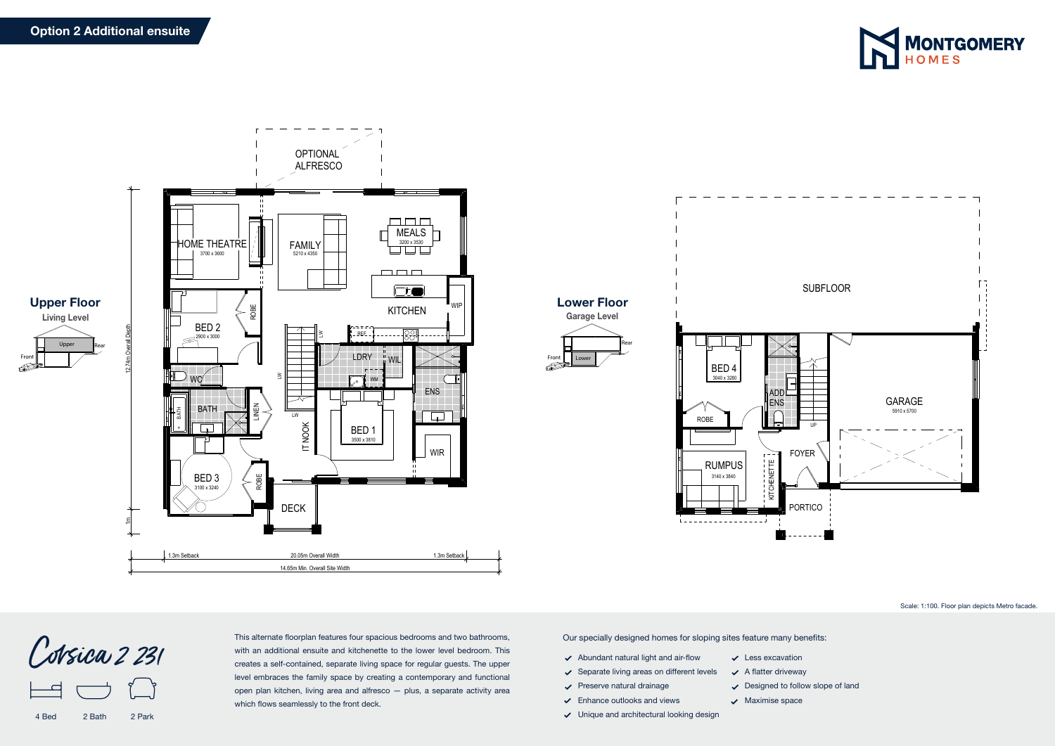## Option 2 Additional ensuite

MONTGOMERY HOMES

### Upper Floor
Living Level

Front | Upper | Rear

OPTIONAL ALFRESCO

HOME THEATRE 3700 x 3600

FAMILY 5210 x 4350

MEALS 3200 x 3530

KITCHEN

WIP

BED 2 2900 x 3000

ROBE

REF

LDRY

WIL

WM

ENS

WC

BATH

LINEN

BED 1 3500 x 3810

WIR

IT NOOK

BED 3 3100 x 3240

ROBE

DECK

12.74m Overall Depth

1m

1.3m Setback | 20.05m Overall Width | 1.3m Setback

14.65m Min. Overall Site Width

### Lower Floor
Garage Level

Front | Lower | Rear

SUBFLOOR

BED 4 3040 x 3280

ADD ENS

ROBE

UP

GARAGE 5910 x 5700

FOYER

RUMPUS 3140 x 3840

KITCHENETTE

PORTICO

Scale: 1:100. Floor plan depicts Metro facade.

# Corsica 2 231

4 Bed | 2 Bath | 2 Park

This alternate floorplan features four spacious bedrooms and two bathrooms, with an additional ensuite and kitchenette to the lower level bedroom. This creates a self-contained, separate living space for regular guests. The upper level embraces the family space by creating a contemporary and functional open plan kitchen, living area and alfresco — plus, a separate activity area which flows seamlessly to the front deck.

Our specially designed homes for sloping sites feature many benefits:

- Abundant natural light and air-flow
- Separate living areas on different levels
- Preserve natural drainage
- Enhance outlooks and views
- Unique and architectural looking design
- Less excavation
- A flatter driveway
- Designed to follow slope of land
- Maximise space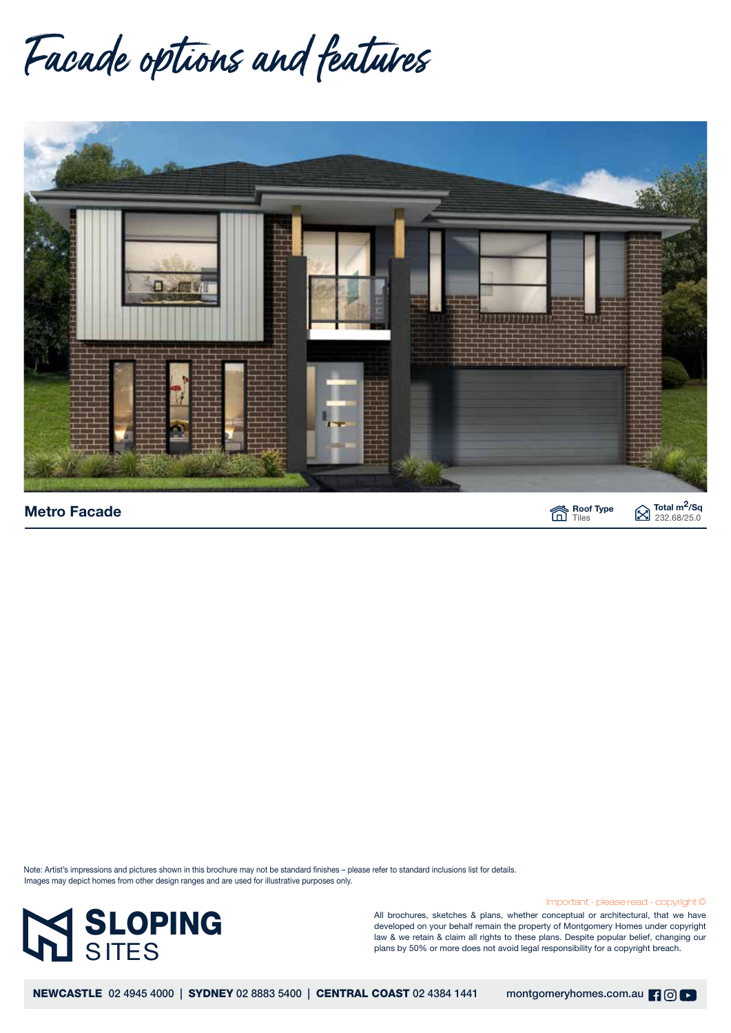# Facade options and features

## Metro Facade

**Roof Type**
Tiles

**Total $m^2$/Sq**
232.68/25.0

Note: Artist's impressions and pictures shown in this brochure may not be standard finishes – please refer to standard inclusions list for details.
Images may depict homes from other design ranges and are used for illustrative purposes only.

**SLOPING**
SITES

Important - please read - copyright ©

All brochures, sketches & plans, whether conceptual or architectural, that we have developed on your behalf remain the property of Montgomery Homes under copyright law & we retain & claim all rights to these plans. Despite popular belief, changing our plans by 50% or more does not avoid legal responsibility for a copyright breach.

**NEWCASTLE** 02 4945 4000 | **SYDNEY** 02 8883 5400 | **CENTRAL COAST** 02 4384 1441 montgomeryhomes.com.au